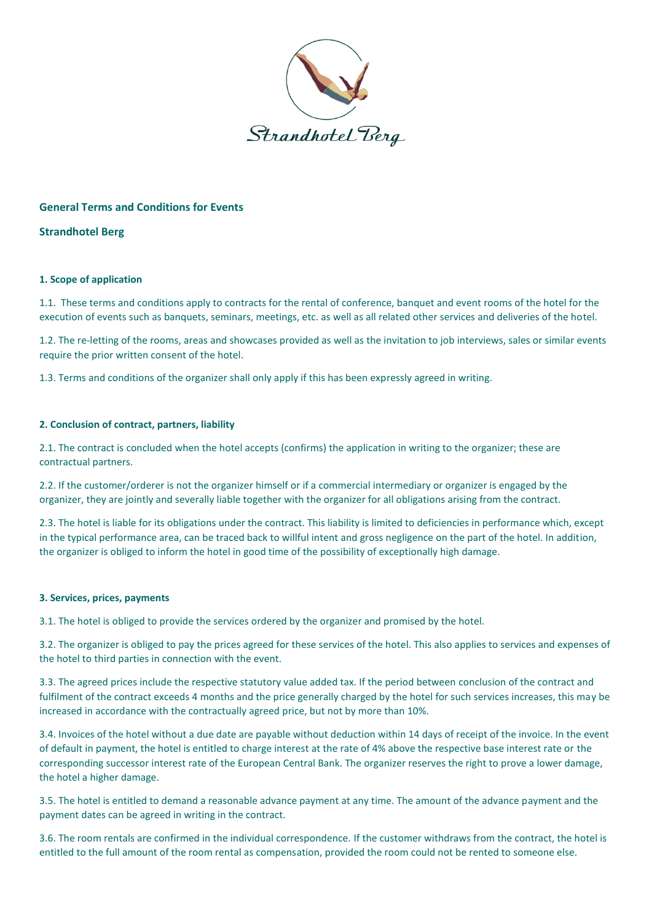# General Terms and Conditions for Events

## Strandhotel Berg

### 1. Scope of application

1.1. These terms and conditions apply to contracts for the rental of conference, banquet and event rooms of the hotel for the execution of events such as banquets, seminars, meetings, etc. as well as all related other services and deliveries of the hotel.

1.2. The re-letting of the rooms, areas and showcases provided as well as the invitation to job interviews, sales or similar events require the prior written consent of the hotel.

1.3. Terms and conditions of the organizer shall only apply if this has been expressly agreed in writing.

### 2. Conclusion of contract, partners, liability

2.1. The contract is concluded when the hotel accepts (confirms) the application in writing to the organizer; these are contractual partners.

2.2. If the customer/orderer is not the organizer himself or if a commercial intermediary or organizer is engaged by the organizer, they are jointly and severally liable together with the organizer for all obligations arising from the contract.

2.3. The hotel is liable for its obligations under the contract. This liability is limited to deficiencies in performance which, except in the typical performance area, can be traced back to willful intent and gross negligence on the part of the hotel. In addition, the organizer is obliged to inform the hotel in good time of the possibility of exceptionally high damage.

### 3. Services, prices, payments

3.1. The hotel is obliged to provide the services ordered by the organizer and promised by the hotel.

3.2. The organizer is obliged to pay the prices agreed for these services of the hotel. This also applies to services and expenses of the hotel to third parties in connection with the event.

3.3. The agreed prices include the respective statutory value added tax. If the period between conclusion of the contract and fulfilment of the contract exceeds 4 months and the price generally charged by the hotel for such services increases, this may be increased in accordance with the contractually agreed price, but not by more than 10%.

3.4. Invoices of the hotel without a due date are payable without deduction within 14 days of receipt of the invoice. In the event of default in payment, the hotel is entitled to charge interest at the rate of 4% above the respective base interest rate or the corresponding successor interest rate of the European Central Bank. The organizer reserves the right to prove a lower damage, the hotel a higher damage.

3.5. The hotel is entitled to demand a reasonable advance payment at any time. The amount of the advance payment and the payment dates can be agreed in writing in the contract.

3.6. The room rentals are confirmed in the individual correspondence. If the customer withdraws from the contract, the hotel is entitled to the full amount of the room rental as compensation, provided the room could not be rented to someone else.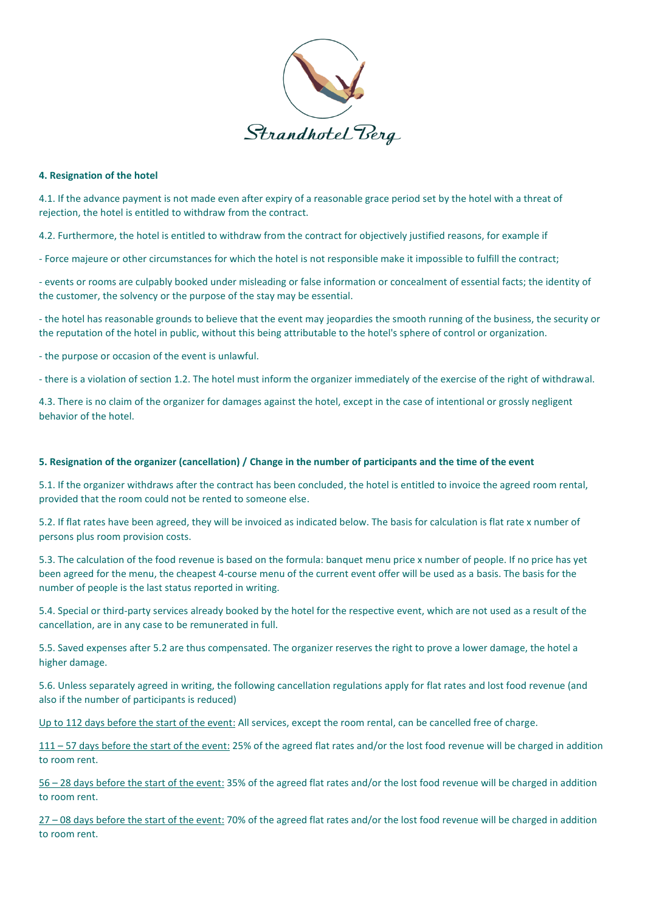## 4. Resignation of the hotel

4.1. If the advance payment is not made even after expiry of a reasonable grace period set by the hotel with a threat of rejection, the hotel is entitled to withdraw from the contract.

4.2. Furthermore, the hotel is entitled to withdraw from the contract for objectively justified reasons, for example if

- Force majeure or other circumstances for which the hotel is not responsible make it impossible to fulfill the contract;

- events or rooms are culpably booked under misleading or false information or concealment of essential facts; the identity of the customer, the solvency or the purpose of the stay may be essential.

- the hotel has reasonable grounds to believe that the event may jeopardies the smooth running of the business, the security or the reputation of the hotel in public, without this being attributable to the hotel's sphere of control or organization.

- the purpose or occasion of the event is unlawful.

- there is a violation of section 1.2. The hotel must inform the organizer immediately of the exercise of the right of withdrawal.

4.3. There is no claim of the organizer for damages against the hotel, except in the case of intentional or grossly negligent behavior of the hotel.

## 5. Resignation of the organizer (cancellation) / Change in the number of participants and the time of the event

5.1. If the organizer withdraws after the contract has been concluded, the hotel is entitled to invoice the agreed room rental, provided that the room could not be rented to someone else.

5.2. If flat rates have been agreed, they will be invoiced as indicated below. The basis for calculation is flat rate x number of persons plus room provision costs.

5.3. The calculation of the food revenue is based on the formula: banquet menu price x number of people. If no price has yet been agreed for the menu, the cheapest 4-course menu of the current event offer will be used as a basis. The basis for the number of people is the last status reported in writing.

5.4. Special or third-party services already booked by the hotel for the respective event, which are not used as a result of the cancellation, are in any case to be remunerated in full.

5.5. Saved expenses after 5.2 are thus compensated. The organizer reserves the right to prove a lower damage, the hotel a higher damage.

5.6. Unless separately agreed in writing, the following cancellation regulations apply for flat rates and lost food revenue (and also if the number of participants is reduced)

<u>Up to 112 days before the start of the event:</u> All services, except the room rental, can be cancelled free of charge.

<u>111 – 57 days before the start of the event:</u> 25% of the agreed flat rates and/or the lost food revenue will be charged in addition to room rent.

<u>56 – 28 days before the start of the event:</u> 35% of the agreed flat rates and/or the lost food revenue will be charged in addition to room rent.

<u>27 – 08 days before the start of the event:</u> 70% of the agreed flat rates and/or the lost food revenue will be charged in addition to room rent.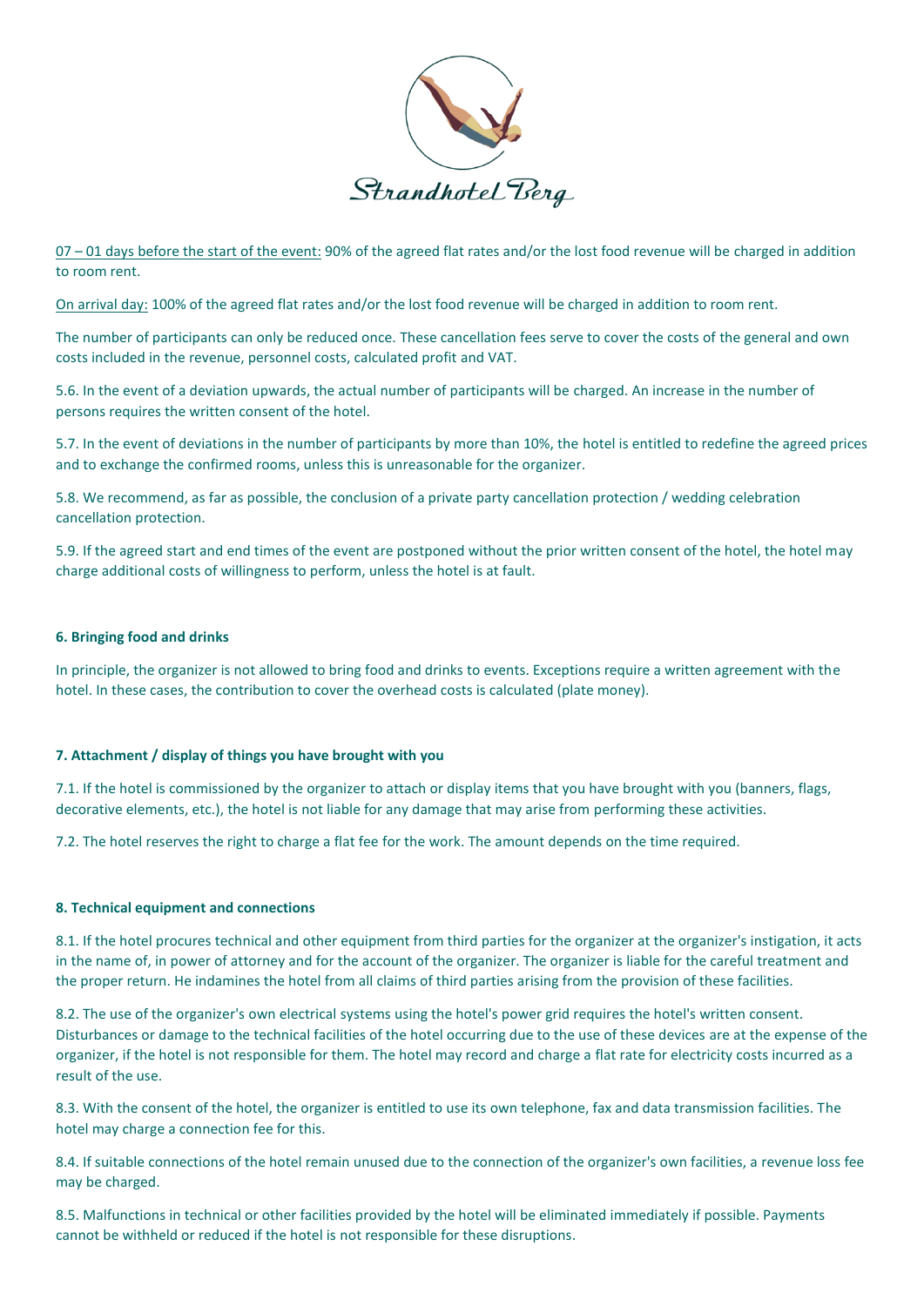<u>07 – 01 days before the start of the event:</u> 90% of the agreed flat rates and/or the lost food revenue will be charged in addition to room rent.

<u>On arrival day:</u> 100% of the agreed flat rates and/or the lost food revenue will be charged in addition to room rent.

The number of participants can only be reduced once. These cancellation fees serve to cover the costs of the general and own costs included in the revenue, personnel costs, calculated profit and VAT.

5.6. In the event of a deviation upwards, the actual number of participants will be charged. An increase in the number of persons requires the written consent of the hotel.

5.7. In the event of deviations in the number of participants by more than 10%, the hotel is entitled to redefine the agreed prices and to exchange the confirmed rooms, unless this is unreasonable for the organizer.

5.8. We recommend, as far as possible, the conclusion of a private party cancellation protection / wedding celebration cancellation protection.

5.9. If the agreed start and end times of the event are postponed without the prior written consent of the hotel, the hotel may charge additional costs of willingness to perform, unless the hotel is at fault.

**6. Bringing food and drinks**

In principle, the organizer is not allowed to bring food and drinks to events. Exceptions require a written agreement with the hotel. In these cases, the contribution to cover the overhead costs is calculated (plate money).

**7. Attachment / display of things you have brought with you**

7.1. If the hotel is commissioned by the organizer to attach or display items that you have brought with you (banners, flags, decorative elements, etc.), the hotel is not liable for any damage that may arise from performing these activities.

7.2. The hotel reserves the right to charge a flat fee for the work. The amount depends on the time required.

**8. Technical equipment and connections**

8.1. If the hotel procures technical and other equipment from third parties for the organizer at the organizer's instigation, it acts in the name of, in power of attorney and for the account of the organizer. The organizer is liable for the careful treatment and the proper return. He indamines the hotel from all claims of third parties arising from the provision of these facilities.

8.2. The use of the organizer's own electrical systems using the hotel's power grid requires the hotel's written consent. Disturbances or damage to the technical facilities of the hotel occurring due to the use of these devices are at the expense of the organizer, if the hotel is not responsible for them. The hotel may record and charge a flat rate for electricity costs incurred as a result of the use.

8.3. With the consent of the hotel, the organizer is entitled to use its own telephone, fax and data transmission facilities. The hotel may charge a connection fee for this.

8.4. If suitable connections of the hotel remain unused due to the connection of the organizer's own facilities, a revenue loss fee may be charged.

8.5. Malfunctions in technical or other facilities provided by the hotel will be eliminated immediately if possible. Payments cannot be withheld or reduced if the hotel is not responsible for these disruptions.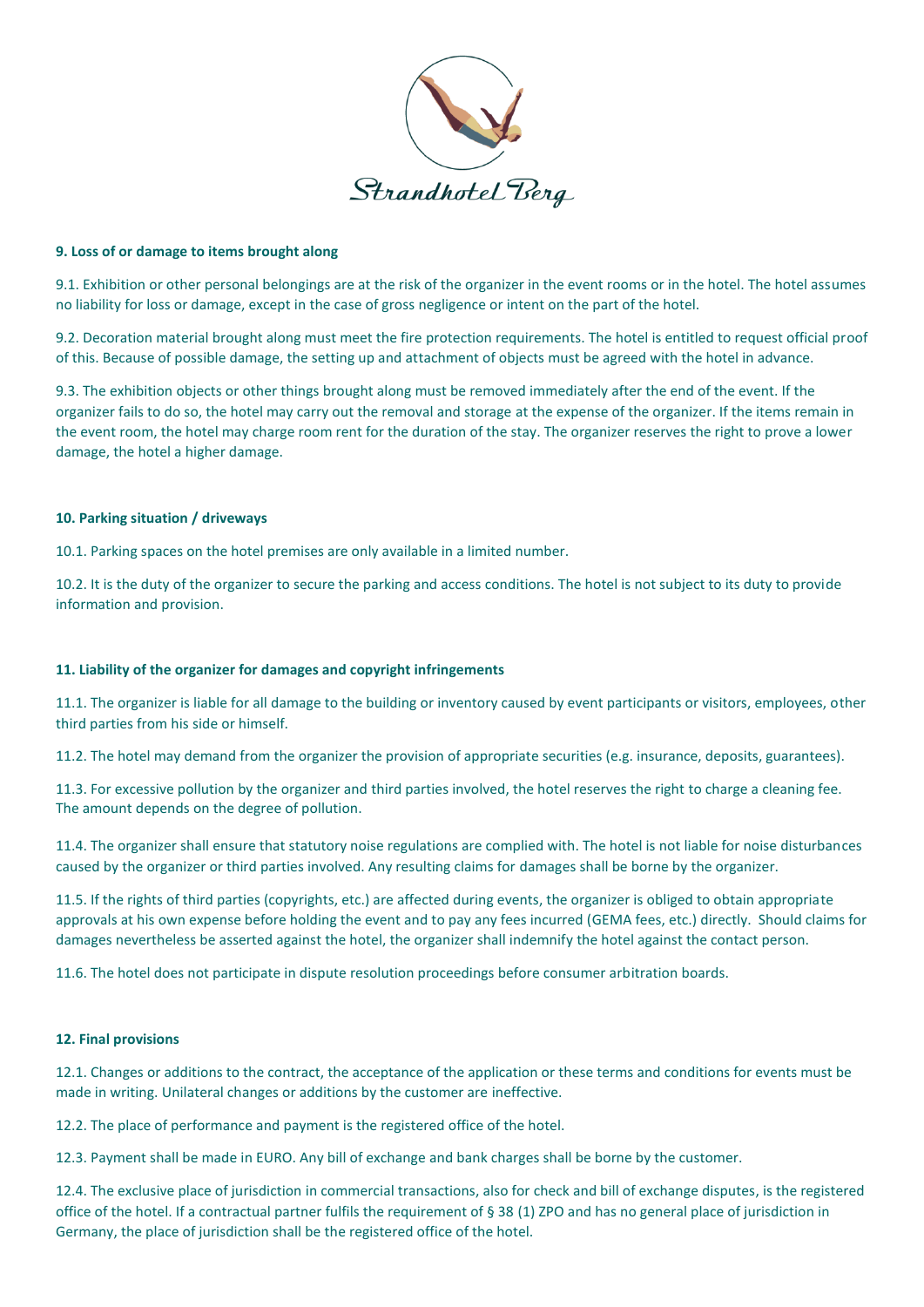**9. Loss of or damage to items brought along**

9.1. Exhibition or other personal belongings are at the risk of the organizer in the event rooms or in the hotel. The hotel assumes no liability for loss or damage, except in the case of gross negligence or intent on the part of the hotel.

9.2. Decoration material brought along must meet the fire protection requirements. The hotel is entitled to request official proof of this. Because of possible damage, the setting up and attachment of objects must be agreed with the hotel in advance.

9.3. The exhibition objects or other things brought along must be removed immediately after the end of the event. If the organizer fails to do so, the hotel may carry out the removal and storage at the expense of the organizer. If the items remain in the event room, the hotel may charge room rent for the duration of the stay. The organizer reserves the right to prove a lower damage, the hotel a higher damage.

**10. Parking situation / driveways**

10.1. Parking spaces on the hotel premises are only available in a limited number.

10.2. It is the duty of the organizer to secure the parking and access conditions. The hotel is not subject to its duty to provide information and provision.

**11. Liability of the organizer for damages and copyright infringements**

11.1. The organizer is liable for all damage to the building or inventory caused by event participants or visitors, employees, other third parties from his side or himself.

11.2. The hotel may demand from the organizer the provision of appropriate securities (e.g. insurance, deposits, guarantees).

11.3. For excessive pollution by the organizer and third parties involved, the hotel reserves the right to charge a cleaning fee. The amount depends on the degree of pollution.

11.4. The organizer shall ensure that statutory noise regulations are complied with. The hotel is not liable for noise disturbances caused by the organizer or third parties involved. Any resulting claims for damages shall be borne by the organizer.

11.5. If the rights of third parties (copyrights, etc.) are affected during events, the organizer is obliged to obtain appropriate approvals at his own expense before holding the event and to pay any fees incurred (GEMA fees, etc.) directly. Should claims for damages nevertheless be asserted against the hotel, the organizer shall indemnify the hotel against the contact person.

11.6. The hotel does not participate in dispute resolution proceedings before consumer arbitration boards.

**12. Final provisions**

12.1. Changes or additions to the contract, the acceptance of the application or these terms and conditions for events must be made in writing. Unilateral changes or additions by the customer are ineffective.

12.2. The place of performance and payment is the registered office of the hotel.

12.3. Payment shall be made in EURO. Any bill of exchange and bank charges shall be borne by the customer.

12.4. The exclusive place of jurisdiction in commercial transactions, also for check and bill of exchange disputes, is the registered office of the hotel. If a contractual partner fulfils the requirement of § 38 (1) ZPO and has no general place of jurisdiction in Germany, the place of jurisdiction shall be the registered office of the hotel.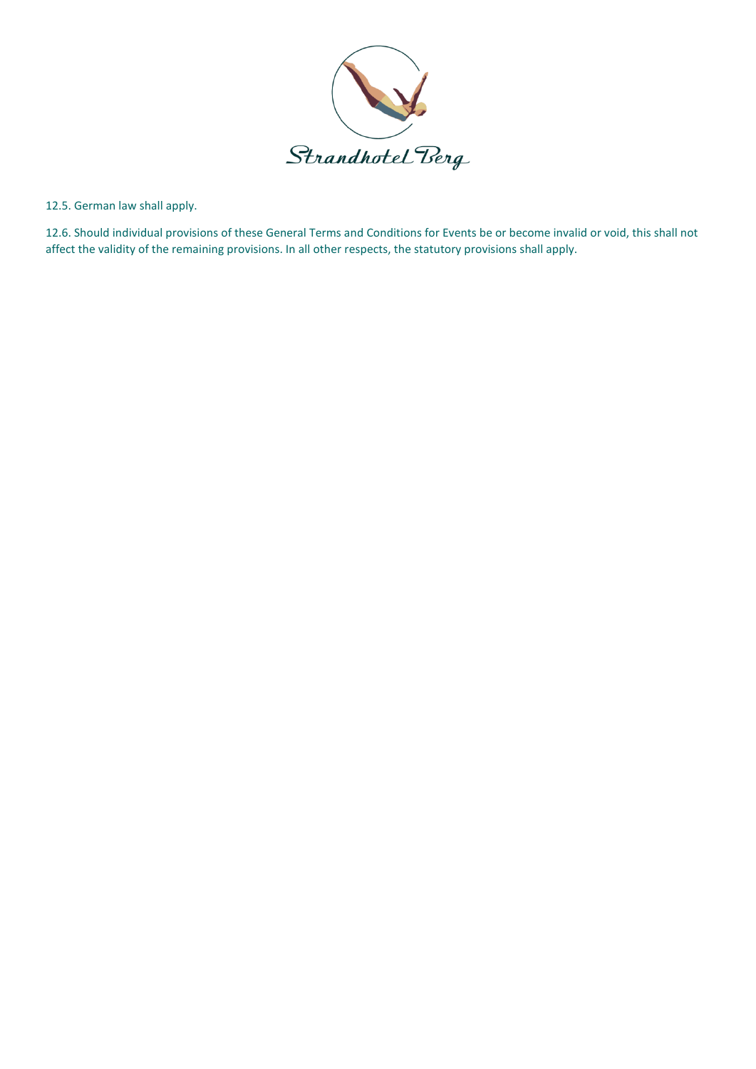12.5. German law shall apply.

12.6. Should individual provisions of these General Terms and Conditions for Events be or become invalid or void, this shall not affect the validity of the remaining provisions. In all other respects, the statutory provisions shall apply.